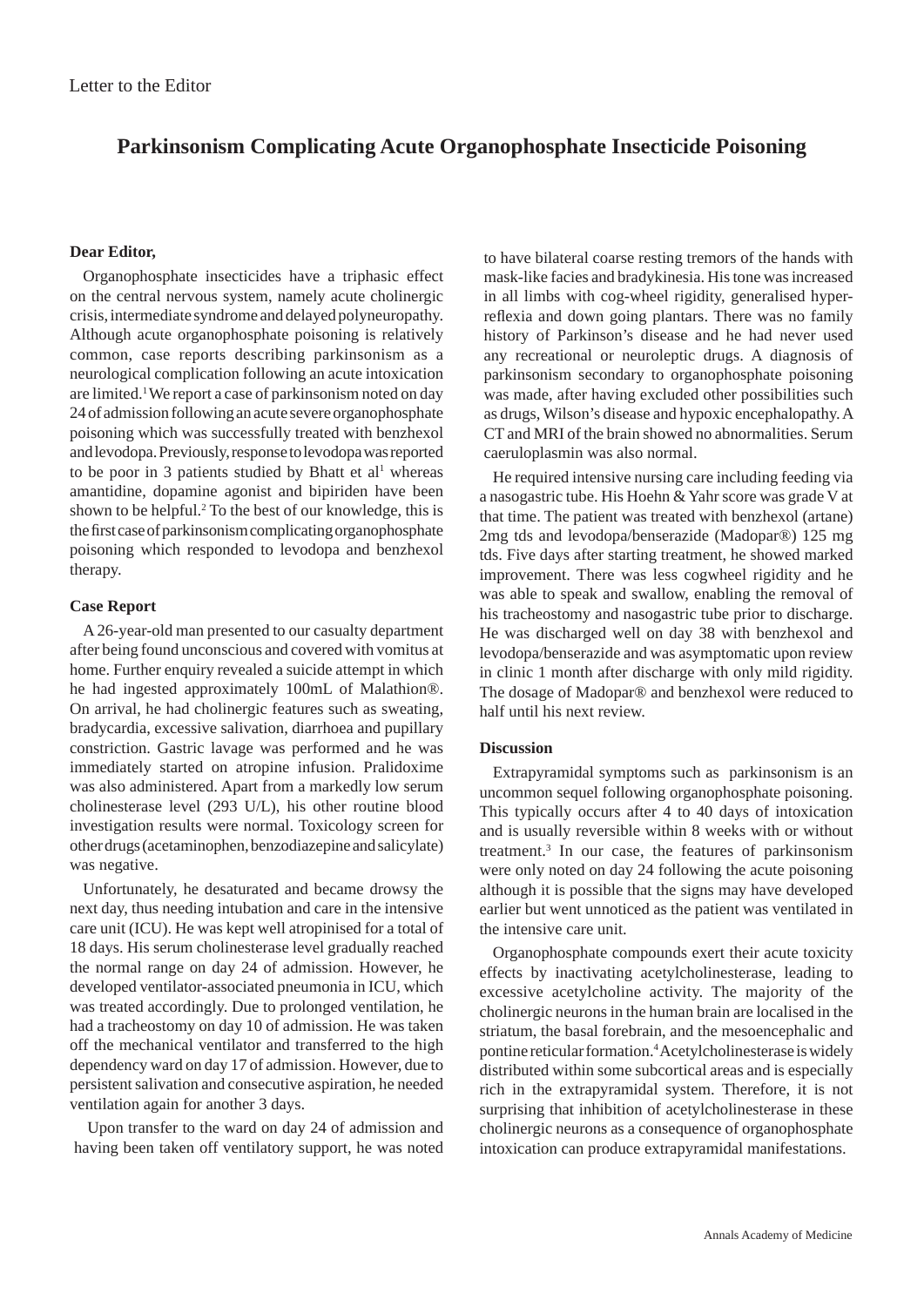Letter to the Editor

# Parkinsonism Complicating Acute Organophosphate Insecticide Poisoning

**Dear Editor,**

Organophosphate insecticides have a triphasic effect on the central nervous system, namely acute cholinergic crisis, intermediate syndrome and delayed polyneuropathy. Although acute organophosphate poisoning is relatively common, case reports describing parkinsonism as a neurological complication following an acute intoxication are limited.[1] We report a case of parkinsonism noted on day 24 of admission following an acute severe organophosphate poisoning which was successfully treated with benzhexol and levodopa. Previously, response to levodopa was reported to be poor in 3 patients studied by Bhatt et al[1] whereas amantidine, dopamine agonist and bipiriden have been shown to be helpful.[2] To the best of our knowledge, this is the first case of parkinsonism complicating organophosphate poisoning which responded to levodopa and benzhexol therapy.

**Case Report**

A 26-year-old man presented to our casualty department after being found unconscious and covered with vomitus at home. Further enquiry revealed a suicide attempt in which he had ingested approximately 100mL of Malathion®. On arrival, he had cholinergic features such as sweating, bradycardia, excessive salivation, diarrhoea and pupillary constriction. Gastric lavage was performed and he was immediately started on atropine infusion. Pralidoxime was also administered. Apart from a markedly low serum cholinesterase level (293 U/L), his other routine blood investigation results were normal. Toxicology screen for other drugs (acetaminophen, benzodiazepine and salicylate) was negative.

Unfortunately, he desaturated and became drowsy the next day, thus needing intubation and care in the intensive care unit (ICU). He was kept well atropinised for a total of 18 days. His serum cholinesterase level gradually reached the normal range on day 24 of admission. However, he developed ventilator-associated pneumonia in ICU, which was treated accordingly. Due to prolonged ventilation, he had a tracheostomy on day 10 of admission. He was taken off the mechanical ventilator and transferred to the high dependency ward on day 17 of admission. However, due to persistent salivation and consecutive aspiration, he needed ventilation again for another 3 days.

Upon transfer to the ward on day 24 of admission and having been taken off ventilatory support, he was noted to have bilateral coarse resting tremors of the hands with mask-like facies and bradykinesia. His tone was increased in all limbs with cog-wheel rigidity, generalised hyper-reflexia and down going plantars. There was no family history of Parkinson's disease and he had never used any recreational or neuroleptic drugs. A diagnosis of parkinsonism secondary to organophosphate poisoning was made, after having excluded other possibilities such as drugs, Wilson's disease and hypoxic encephalopathy. A CT and MRI of the brain showed no abnormalities. Serum caeruloplasmin was also normal.

He required intensive nursing care including feeding via a nasogastric tube. His Hoehn & Yahr score was grade V at that time. The patient was treated with benzhexol (artane) 2mg tds and levodopa/benserazide (Madopar®) 125 mg tds. Five days after starting treatment, he showed marked improvement. There was less cogwheel rigidity and he was able to speak and swallow, enabling the removal of his tracheostomy and nasogastric tube prior to discharge. He was discharged well on day 38 with benzhexol and levodopa/benserazide and was asymptomatic upon review in clinic 1 month after discharge with only mild rigidity. The dosage of Madopar® and benzhexol were reduced to half until his next review.

**Discussion**

Extrapyramidal symptoms such as parkinsonism is an uncommon sequel following organophosphate poisoning. This typically occurs after 4 to 40 days of intoxication and is usually reversible within 8 weeks with or without treatment.[3] In our case, the features of parkinsonism were only noted on day 24 following the acute poisoning although it is possible that the signs may have developed earlier but went unnoticed as the patient was ventilated in the intensive care unit.

Organophosphate compounds exert their acute toxicity effects by inactivating acetylcholinesterase, leading to excessive acetylcholine activity. The majority of the cholinergic neurons in the human brain are localised in the striatum, the basal forebrain, and the mesoencephalic and pontine reticular formation.[4] Acetylcholinesterase is widely distributed within some subcortical areas and is especially rich in the extrapyramidal system. Therefore, it is not surprising that inhibition of acetylcholinesterase in these cholinergic neurons as a consequence of organophosphate intoxication can produce extrapyramidal manifestations.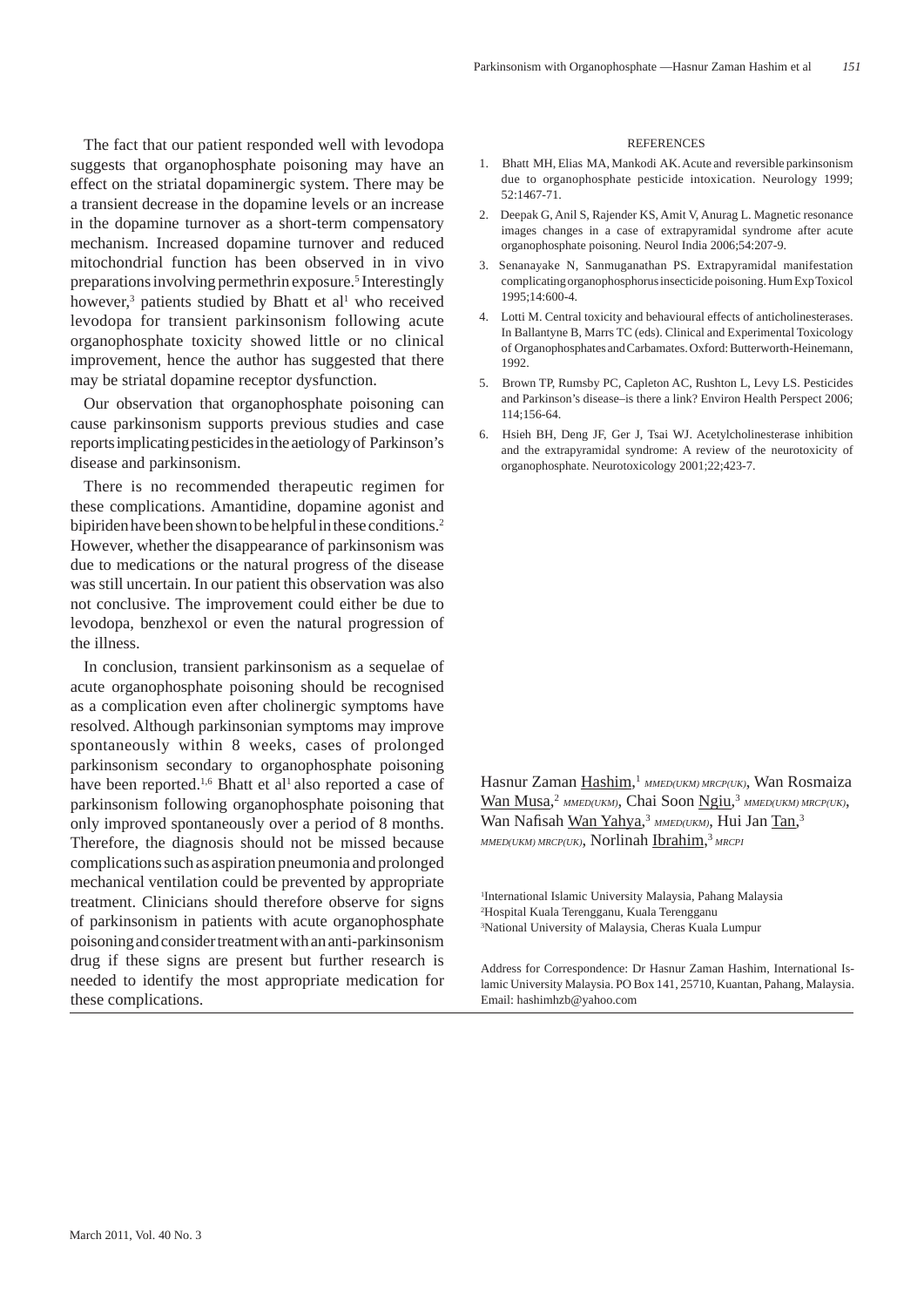The fact that our patient responded well with levodopa suggests that organophosphate poisoning may have an effect on the striatal dopaminergic system. There may be a transient decrease in the dopamine levels or an increase in the dopamine turnover as a short-term compensatory mechanism. Increased dopamine turnover and reduced mitochondrial function has been observed in in vivo preparations involving permethrin exposure.[5] Interestingly however,[3] patients studied by Bhatt et al[1] who received levodopa for transient parkinsonism following acute organophosphate toxicity showed little or no clinical improvement, hence the author has suggested that there may be striatal dopamine receptor dysfunction.

Our observation that organophosphate poisoning can cause parkinsonism supports previous studies and case reports implicating pesticides in the aetiology of Parkinson's disease and parkinsonism.

There is no recommended therapeutic regimen for these complications. Amantidine, dopamine agonist and bipiriden have been shown to be helpful in these conditions.[2] However, whether the disappearance of parkinsonism was due to medications or the natural progress of the disease was still uncertain. In our patient this observation was also not conclusive. The improvement could either be due to levodopa, benzhexol or even the natural progression of the illness.

In conclusion, transient parkinsonism as a sequelae of acute organophosphate poisoning should be recognised as a complication even after cholinergic symptoms have resolved. Although parkinsonian symptoms may improve spontaneously within 8 weeks, cases of prolonged parkinsonism secondary to organophosphate poisoning have been reported.[1,6] Bhatt et al[1] also reported a case of parkinsonism following organophosphate poisoning that only improved spontaneously over a period of 8 months. Therefore, the diagnosis should not be missed because complications such as aspiration pneumonia and prolonged mechanical ventilation could be prevented by appropriate treatment. Clinicians should therefore observe for signs of parkinsonism in patients with acute organophosphate poisoning and consider treatment with an anti-parkinsonism drug if these signs are present but further research is needed to identify the most appropriate medication for these complications.

## REFERENCES

1. Bhatt MH, Elias MA, Mankodi AK. Acute and reversible parkinsonism due to organophosphate pesticide intoxication. Neurology 1999; 52:1467-71.
2. Deepak G, Anil S, Rajender KS, Amit V, Anurag L. Magnetic resonance images changes in a case of extrapyramidal syndrome after acute organophosphate poisoning. Neurol India 2006;54:207-9.
3. Senanayake N, Sanmuganathan PS. Extrapyramidal manifestation complicating organophosphorus insecticide poisoning. Hum Exp Toxicol 1995;14:600-4.
4. Lotti M. Central toxicity and behavioural effects of anticholinesterases. In Ballantyne B, Marrs TC (eds). Clinical and Experimental Toxicology of Organophosphates and Carbamates. Oxford: Butterworth-Heinemann, 1992.
5. Brown TP, Rumsby PC, Capleton AC, Rushton L, Levy LS. Pesticides and Parkinson's disease–is there a link? Environ Health Perspect 2006; 114;156-64.
6. Hsieh BH, Deng JF, Ger J, Tsai WJ. Acetylcholinesterase inhibition and the extrapyramidal syndrome: A review of the neurotoxicity of organophosphate. Neurotoxicology 2001;22;423-7.

Hasnur Zaman Hashim,[1] *MMED(UKM) MRCP(UK)*, Wan Rosmaiza Wan Musa,[2] *MMED(UKM)*, Chai Soon Ngiu,[3] *MMED(UKM) MRCP(UK)*, Wan Nafisah Wan Yahya,[3] *MMED(UKM)*, Hui Jan Tan,[3] *MMED(UKM) MRCP(UK)*, Norlinah Ibrahim,[3] *MRCPI*

[1]International Islamic University Malaysia, Pahang Malaysia
[2]Hospital Kuala Terengganu, Kuala Terengganu
[3]National University of Malaysia, Cheras Kuala Lumpur

Address for Correspondence: Dr Hasnur Zaman Hashim, International Islamic University Malaysia. PO Box 141, 25710, Kuantan, Pahang, Malaysia. Email: hashimhzb@yahoo.com